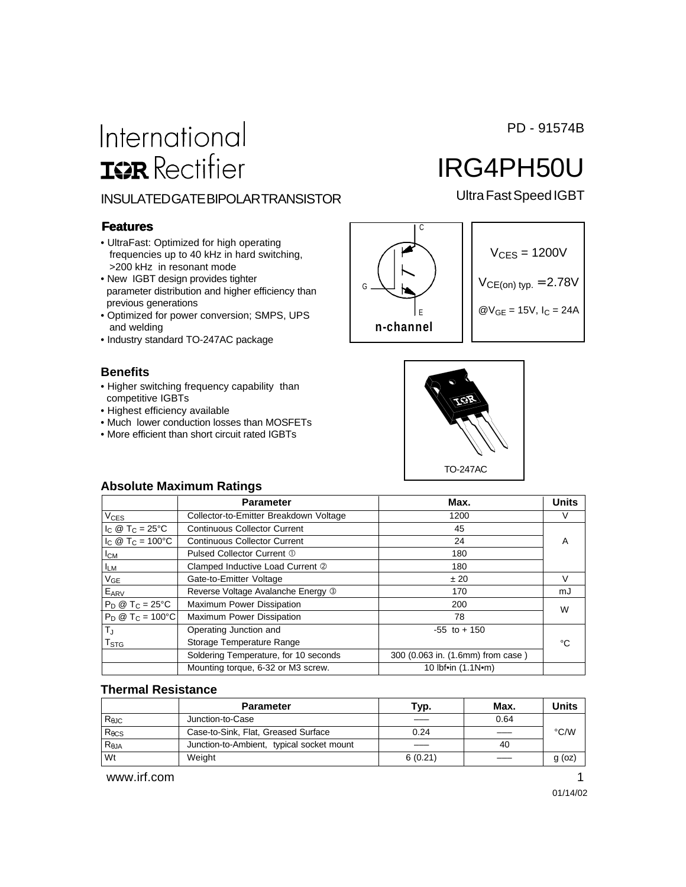PD - 91574B

# International IOR Rectifier

# IRG4PH50U

INSULATED GATE BIPOLAR TRANSISTOR

Ultra Fast Speed IGBT

### Features

- UltraFast: Optimized for high operating frequencies up to 40 kHz in hard switching, >200 kHz in resonant mode
- New IGBT design provides tighter parameter distribution and higher efficiency than previous generations
- Optimized for power conversion; SMPS, UPS and welding
- Industry standard TO-247AC package

C

G

E

n-channel

$V_{CES}$ = 1200V

$V_{CE(on)\,typ.}$ = 2.78V

@$V_{GE}$ = 15V, $I_C$ = 24A

### Benefits

- Higher switching frequency capability than competitive IGBTs
- Highest efficiency available
- Much lower conduction losses than MOSFETs
- More efficient than short circuit rated IGBTs

TO-247AC

### Absolute Maximum Ratings

| | Parameter | Max. | Units |
|---|---|---|---|
| $V_{CES}$ | Collector-to-Emitter Breakdown Voltage | 1200 | V |
| $I_C$ @ $T_C$ = 25°C | Continuous Collector Current | 45 | A |
| $I_C$ @ $T_C$ = 100°C | Continuous Collector Current | 24 | |
| $I_{CM}$ | Pulsed Collector Current ① | 180 | |
| $I_{LM}$ | Clamped Inductive Load Current ② | 180 | |
| $V_{GE}$ | Gate-to-Emitter Voltage | ± 20 | V |
| $E_{ARV}$ | Reverse Voltage Avalanche Energy ③ | 170 | mJ |
| $P_D$ @ $T_C$ = 25°C | Maximum Power Dissipation | 200 | W |
| $P_D$ @ $T_C$ = 100°C | Maximum Power Dissipation | 78 | |
| $T_J$ | Operating Junction and | -55 to + 150 | °C |
| $T_{STG}$ | Storage Temperature Range | | |
| | Soldering Temperature, for 10 seconds | 300 (0.063 in. (1.6mm) from case ) | |
| | Mounting torque, 6-32 or M3 screw. | 10 lbf•in (1.1N•m) | |

### Thermal Resistance

| | Parameter | Typ. | Max. | Units |
|---|---|---|---|---|
| $R_{\theta JC}$ | Junction-to-Case | —— | 0.64 | °C/W |
| $R_{\theta CS}$ | Case-to-Sink, Flat, Greased Surface | 0.24 | —— | |
| $R_{\theta JA}$ | Junction-to-Ambient, typical socket mount | —— | 40 | |
| Wt | Weight | 6 (0.21) | —— | g (oz) |

www.irf.com

01/14/02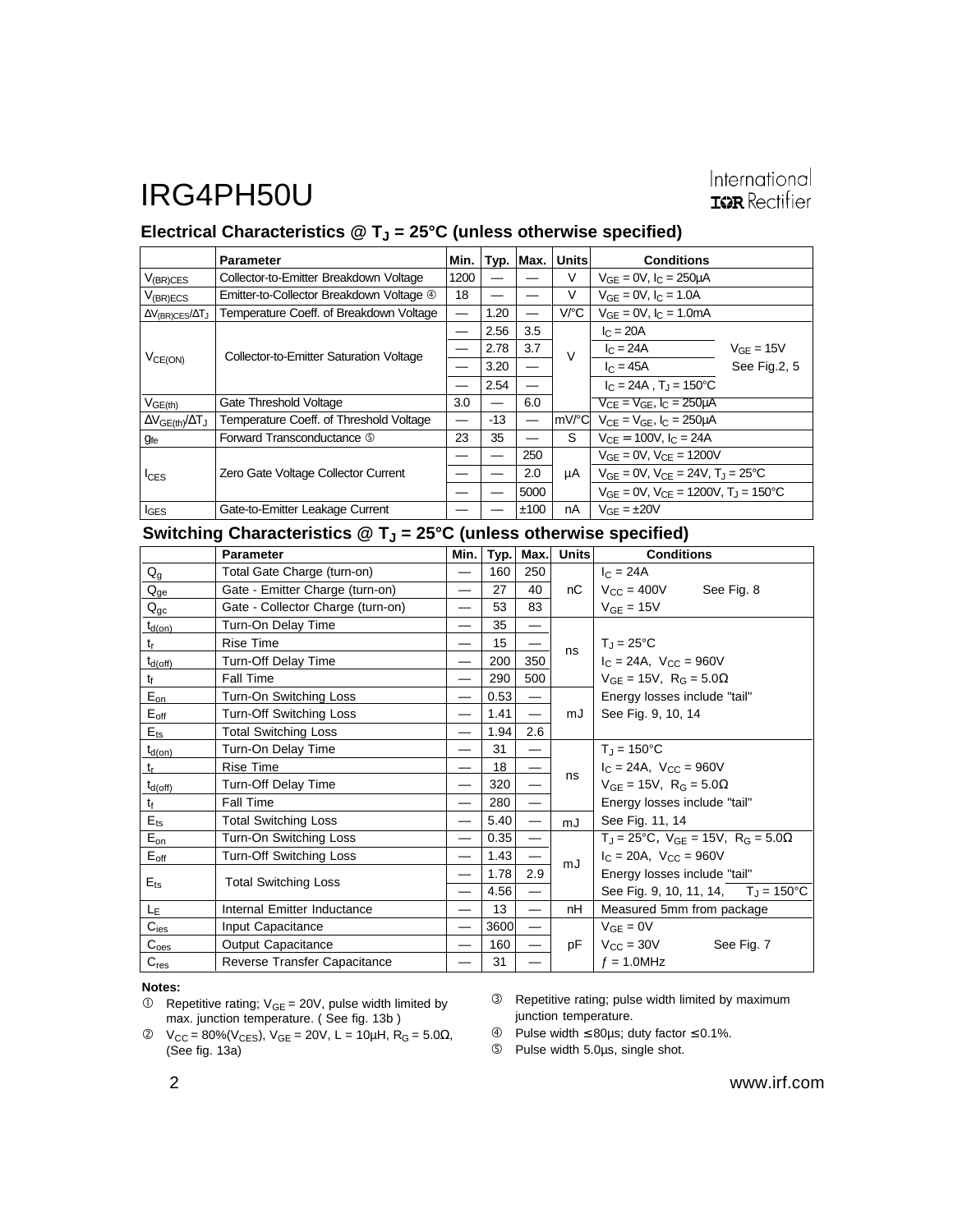# IRG4PH50U

## Electrical Characteristics @ $T_J$ = 25°C (unless otherwise specified)

| | Parameter | Min. | Typ. | Max. | Units | Conditions | |
|---|---|---|---|---|---|---|---|
| $V_{(BR)CES}$ | Collector-to-Emitter Breakdown Voltage | 1200 | — | — | V | $V_{GE}$ = 0V, $I_C$ = 250µA | |
| $V_{(BR)ECS}$ | Emitter-to-Collector Breakdown Voltage ④ | 18 | — | — | V | $V_{GE}$ = 0V, $I_C$ = 1.0A | |
| $\Delta V_{(BR)CES}/\Delta T_J$ | Temperature Coeff. of Breakdown Voltage | — | 1.20 | — | V/°C | $V_{GE}$ = 0V, $I_C$ = 1.0mA | |
| $V_{CE(ON)}$ | Collector-to-Emitter Saturation Voltage | — | 2.56 | 3.5 | V | $I_C$ = 20A | $V_{GE}$ = 15V |
| | | — | 2.78 | 3.7 | | $I_C$ = 24A | See Fig.2, 5 |
| | | — | 3.20 | — | | $I_C$ = 45A | |
| | | — | 2.54 | — | | $I_C$ = 24A , $T_J$ = 150°C | |
| $V_{GE(th)}$ | Gate Threshold Voltage | 3.0 | — | 6.0 | | $V_{CE}$ = $V_{GE}$, $I_C$ = 250µA | |
| $\Delta V_{GE(th)}/\Delta T_J$ | Temperature Coeff. of Threshold Voltage | — | -13 | — | mV/°C | $V_{CE}$ = $V_{GE}$, $I_C$ = 250µA | |
| $g_{fe}$ | Forward Transconductance ⑤ | 23 | 35 | — | S | $V_{CE}$ = 100V, $I_C$ = 24A | |
| $I_{CES}$ | Zero Gate Voltage Collector Current | — | — | 250 | µA | $V_{GE}$ = 0V, $V_{CE}$ = 1200V | |
| | | — | — | 2.0 | | $V_{GE}$ = 0V, $V_{CE}$ = 24V, $T_J$ = 25°C | |
| | | — | — | 5000 | | $V_{GE}$ = 0V, $V_{CE}$ = 1200V, $T_J$ = 150°C | |
| $I_{GES}$ | Gate-to-Emitter Leakage Current | — | — | ±100 | nA | $V_{GE}$ = ±20V | |

## Switching Characteristics @ $T_J$ = 25°C (unless otherwise specified)

| | Parameter | Min. | Typ. | Max. | Units | Conditions |
|---|---|---|---|---|---|---|
| $Q_g$ | Total Gate Charge (turn-on) | — | 160 | 250 | nC | $I_C$ = 24A |
| $Q_{ge}$ | Gate - Emitter Charge (turn-on) | — | 27 | 40 | | $V_{CC}$ = 400V See Fig. 8 |
| $Q_{gc}$ | Gate - Collector Charge (turn-on) | — | 53 | 83 | | $V_{GE}$ = 15V |
| $t_{d(on)}$ | Turn-On Delay Time | — | 35 | — | ns | |
| $t_r$ | Rise Time | — | 15 | — | | $T_J$ = 25°C |
| $t_{d(off)}$ | Turn-Off Delay Time | — | 200 | 350 | | $I_C$ = 24A, $V_{CC}$ = 960V |
| $t_f$ | Fall Time | — | 290 | 500 | | $V_{GE}$ = 15V, $R_G$ = 5.0Ω |
| $E_{on}$ | Turn-On Switching Loss | — | 0.53 | — | mJ | Energy losses include "tail" |
| $E_{off}$ | Turn-Off Switching Loss | — | 1.41 | — | | See Fig. 9, 10, 14 |
| $E_{ts}$ | Total Switching Loss | — | 1.94 | 2.6 | | |
| $t_{d(on)}$ | Turn-On Delay Time | — | 31 | — | ns | $T_J$ = 150°C |
| $t_r$ | Rise Time | — | 18 | — | | $I_C$ = 24A, $V_{CC}$ = 960V |
| $t_{d(off)}$ | Turn-Off Delay Time | — | 320 | — | | $V_{GE}$ = 15V, $R_G$ = 5.0Ω |
| $t_f$ | Fall Time | — | 280 | — | | Energy losses include "tail" |
| $E_{ts}$ | Total Switching Loss | — | 5.40 | — | mJ | See Fig. 11, 14 |
| $E_{on}$ | Turn-On Switching Loss | — | 0.35 | — | mJ | $T_J$ = 25°C, $V_{GE}$ = 15V, $R_G$ = 5.0Ω |
| $E_{off}$ | Turn-Off Switching Loss | — | 1.43 | — | | $I_C$ = 20A, $V_{CC}$ = 960V |
| $E_{ts}$ | Total Switching Loss | — | 1.78 | 2.9 | | Energy losses include "tail" |
| | | — | 4.56 | — | | See Fig. 9, 10, 11, 14, $T_J$ = 150°C |
| $L_E$ | Internal Emitter Inductance | — | 13 | — | nH | Measured 5mm from package |
| $C_{ies}$ | Input Capacitance | — | 3600 | — | pF | $V_{GE}$ = 0V |
| $C_{oes}$ | Output Capacitance | — | 160 | — | | $V_{CC}$ = 30V See Fig. 7 |
| $C_{res}$ | Reverse Transfer Capacitance | — | 31 | — | | $f$ = 1.0MHz |

**Notes:**

① Repetitive rating; $V_{GE}$ = 20V, pulse width limited by max. junction temperature. ( See fig. 13b )

② $V_{CC}$ = 80%($V_{CES}$), $V_{GE}$ = 20V, L = 10µH, $R_G$ = 5.0Ω, (See fig. 13a)

③ Repetitive rating; pulse width limited by maximum junction temperature.

④ Pulse width ≤ 80µs; duty factor ≤ 0.1%.

⑤ Pulse width 5.0µs, single shot.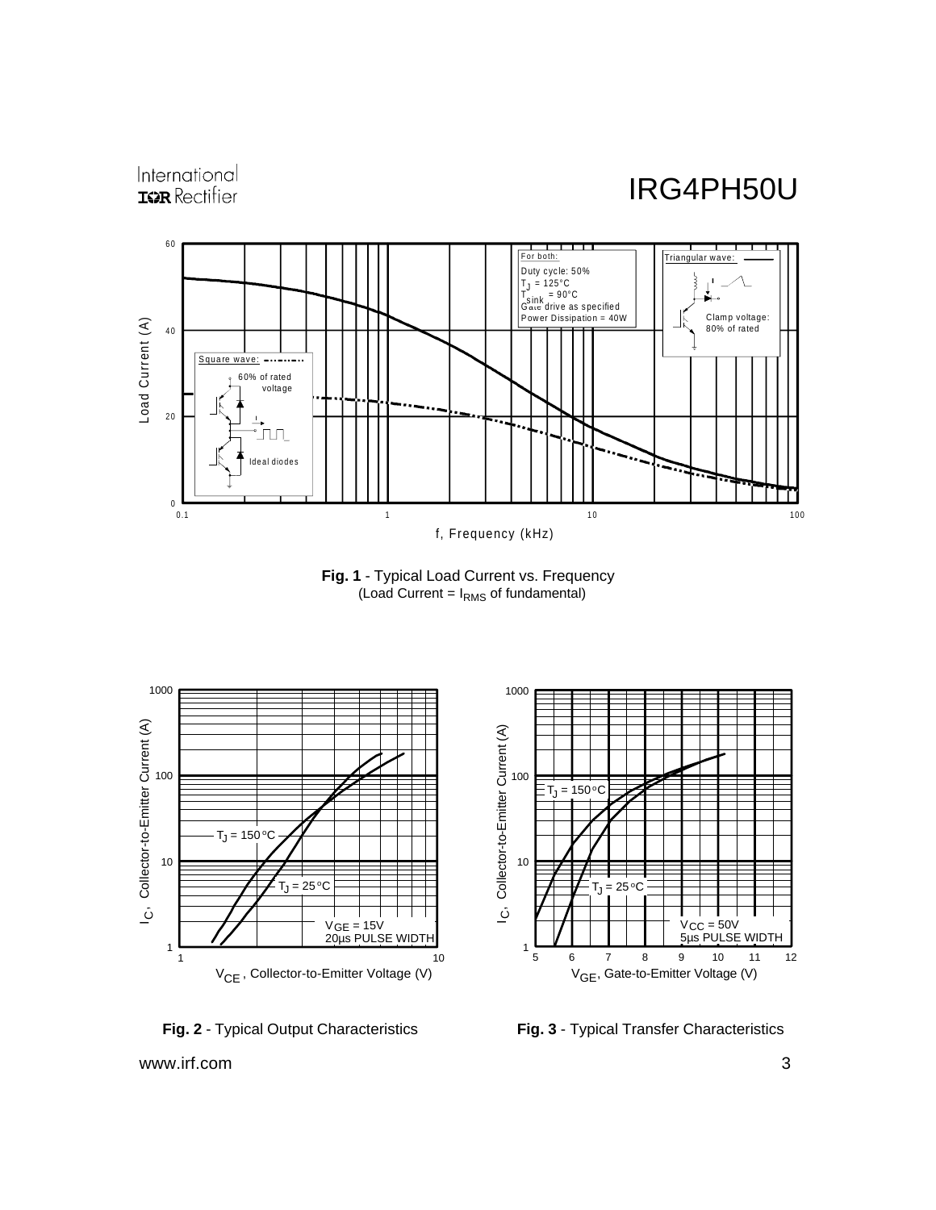**Fig. 1** - Typical Load Current vs. Frequency
(Load Current = $I_{RMS}$ of fundamental)

**Fig. 2** - Typical Output Characteristics

**Fig. 3** - Typical Transfer Characteristics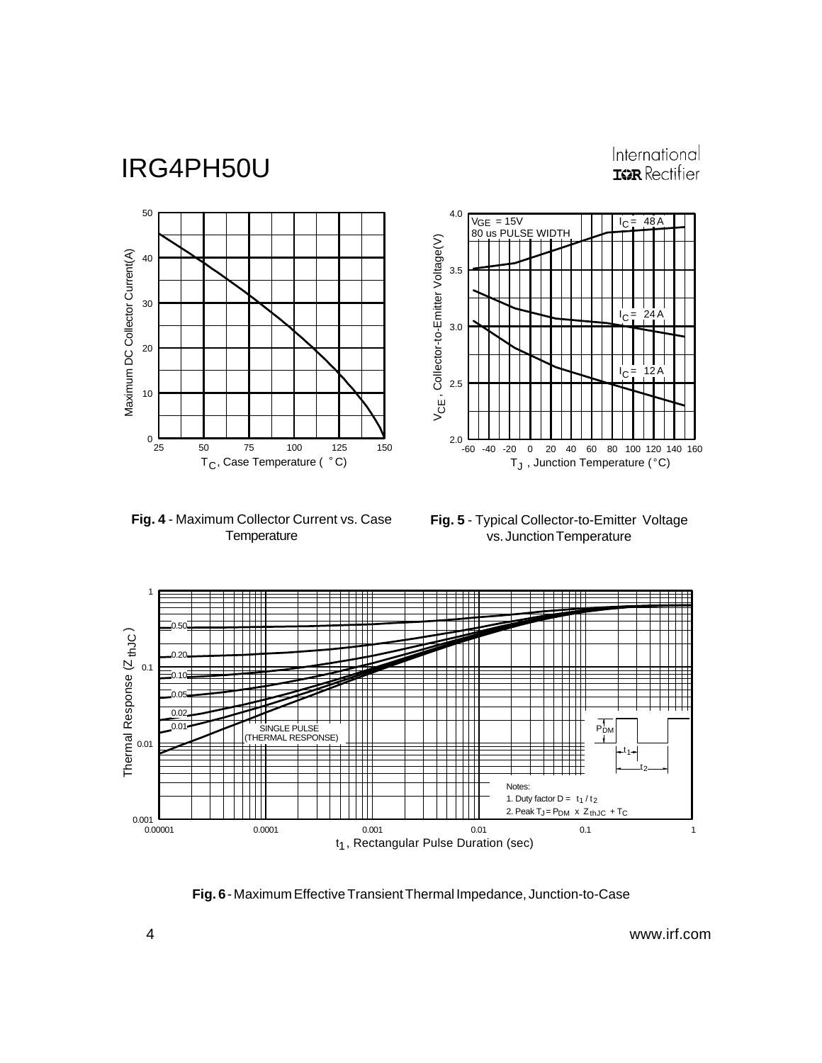**Fig. 4** - Maximum Collector Current vs. Case Temperature

**Fig. 5** - Typical Collector-to-Emitter Voltage vs. Junction Temperature

**Fig. 6** - Maximum Effective Transient Thermal Impedance, Junction-to-Case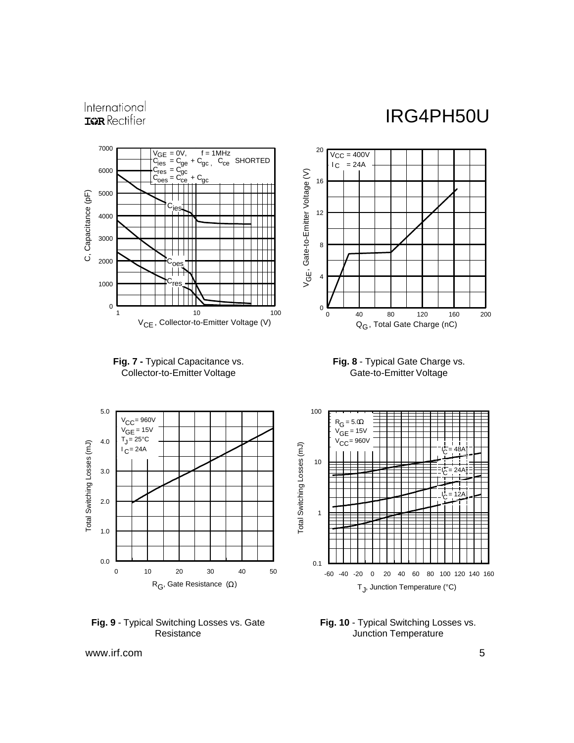Fig. 7 - Typical Capacitance vs. Collector-to-Emitter Voltage

Fig. 8 - Typical Gate Charge vs. Gate-to-Emitter Voltage

Fig. 9 - Typical Switching Losses vs. Gate Resistance

Fig. 10 - Typical Switching Losses vs. Junction Temperature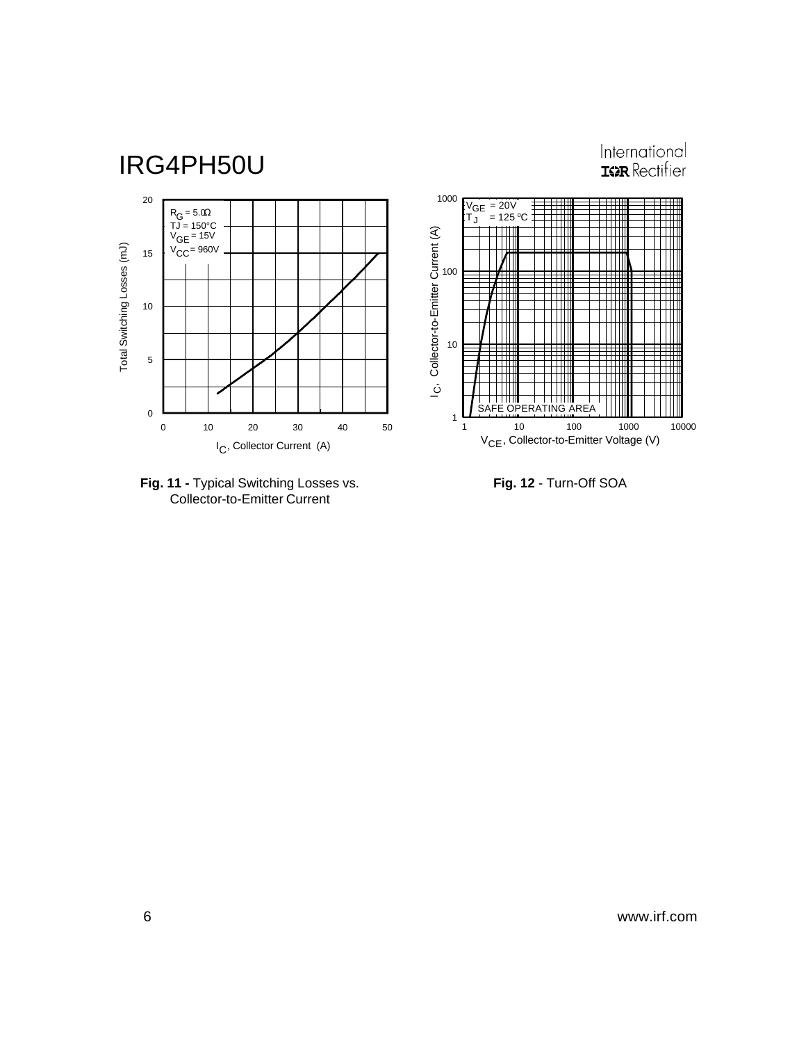Fig. 11 - Typical Switching Losses vs. Collector-to-Emitter Current

Fig. 12 - Turn-Off SOA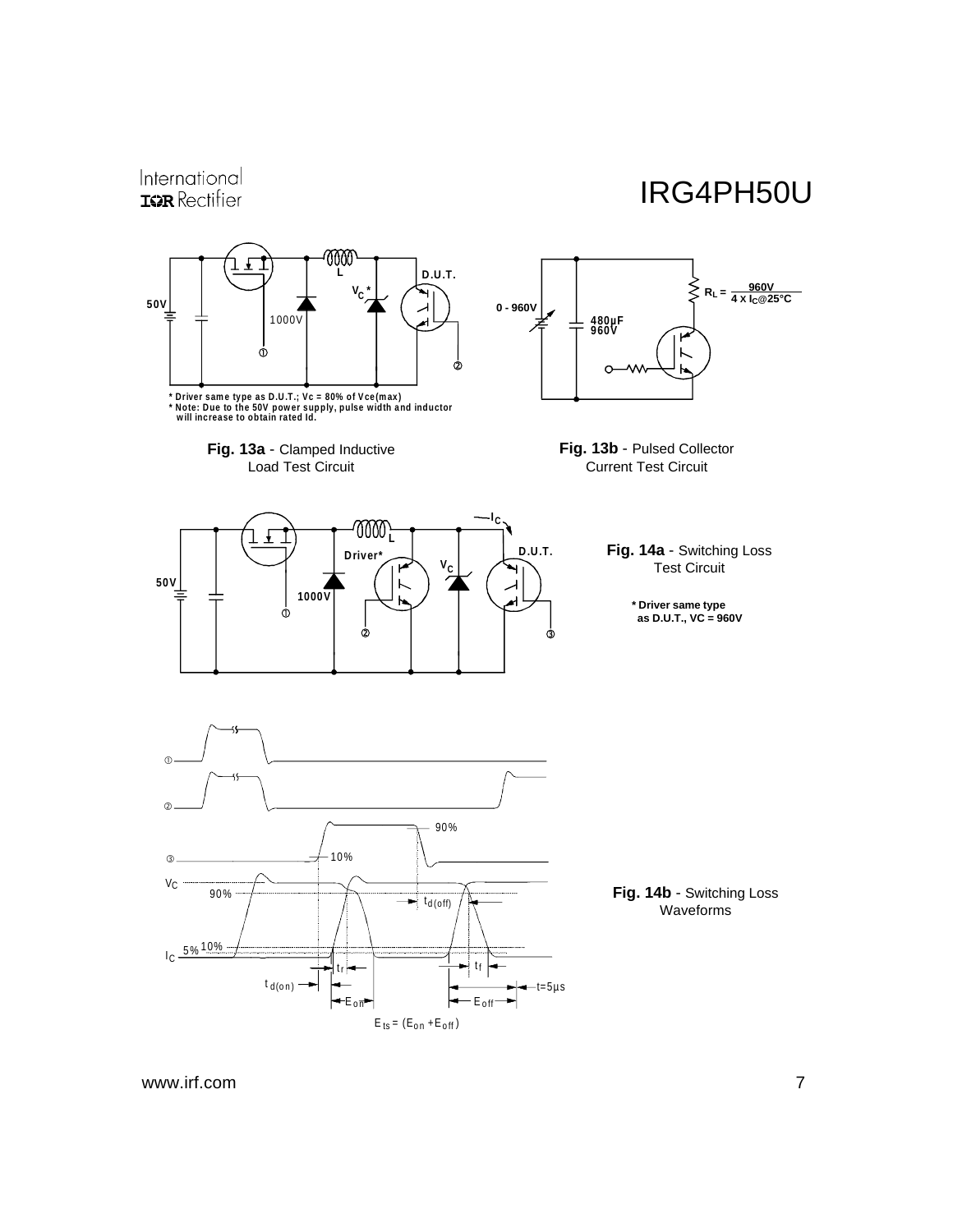\* Driver same type as D.U.T.; Vc = 80% of Vce(max)
\* Note: Due to the 50V power supply, pulse width and inductor will increase to obtain rated Id.

**Fig. 13a** - Clamped Inductive Load Test Circuit

$R_L = \frac{960V}{4 \times I_C@25°C}$

**Fig. 13b** - Pulsed Collector Current Test Circuit

**Fig. 14a** - Switching Loss Test Circuit

\* Driver same type as D.U.T., VC = 960V

$E_{ts} = (E_{on} + E_{off})$

**Fig. 14b** - Switching Loss Waveforms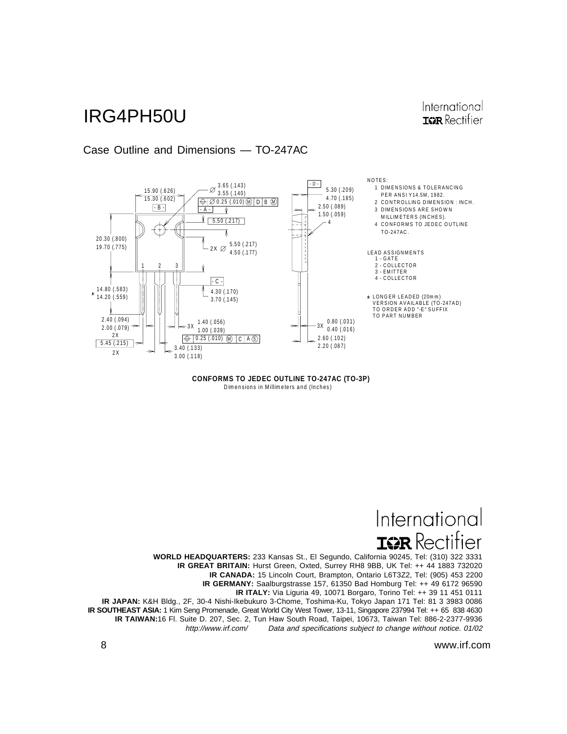## Case Outline and Dimensions — TO-247AC

15.90 (.626)
15.30 (.602)
- B -
3.65 (.143)
3.55 (.140)
0.25 (.010) M D B M
- A -
5.50 (.217)
20.30 (.800)
19.70 (.775)
2X
5.50 (.217)
4.50 (.177)
1 2 3
- C -
* 14.80 (.583)
14.20 (.559)
4.30 (.170)
3.70 (.145)
2.40 (.094)
2.00 (.079)
2X
5.45 (.215)
2X
3X
1.40 (.056)
1.00 (.039)
0.25 (.010) M C A S
3.40 (.133)
3.00 (.118)
- D -
5.30 (.209)
4.70 (.185)
2.50 (.089)
1.50 (.059)
4
3X
0.80 (.031)
0.40 (.016)
2.60 (.102)
2.20 (.087)

NOTES:
1 DIMENSIONS & TOLERANCING PER ANSI Y14.5M, 1982.
2 CONTROLLING DIMENSION : INCH.
3 DIMENSIONS ARE SHOWN MILLIMETERS (INCHES).
4 CONFORMS TO JEDEC OUTLINE TO-247AC.

LEAD ASSIGNMENTS
1 - GATE
2 - COLLECTOR
3 - EMITTER
4 - COLLECTOR

* LONGER LEADED (20mm) VERSION AVAILABLE (TO-247AD) TO ORDER ADD "-E" SUFFIX TO PART NUMBER

**CONFORMS TO JEDEC OUTLINE TO-247AC (TO-3P)**
Dimensions in Millimeters and (Inches)

International
IOR Rectifier

**WORLD HEADQUARTERS:** 233 Kansas St., El Segundo, California 90245, Tel: (310) 322 3331
**IR GREAT BRITAIN:** Hurst Green, Oxted, Surrey RH8 9BB, UK Tel: ++ 44 1883 732020
**IR CANADA:** 15 Lincoln Court, Brampton, Ontario L6T3Z2, Tel: (905) 453 2200
**IR GERMANY:** Saalburgstrasse 157, 61350 Bad Homburg Tel: ++ 49 6172 96590
**IR ITALY:** Via Liguria 49, 10071 Borgaro, Torino Tel: ++ 39 11 451 0111
**IR JAPAN:** K&H Bldg., 2F, 30-4 Nishi-Ikebukuro 3-Chome, Toshima-Ku, Tokyo Japan 171 Tel: 81 3 3983 0086
**IR SOUTHEAST ASIA:** 1 Kim Seng Promenade, Great World City West Tower, 13-11, Singapore 237994 Tel: ++ 65 838 4630
**IR TAIWAN:** 16 Fl. Suite D. 207, Sec. 2, Tun Haw South Road, Taipei, 10673, Taiwan Tel: 886-2-2377-9936
*http://www.irf.com/ Data and specifications subject to change without notice. 01/02*